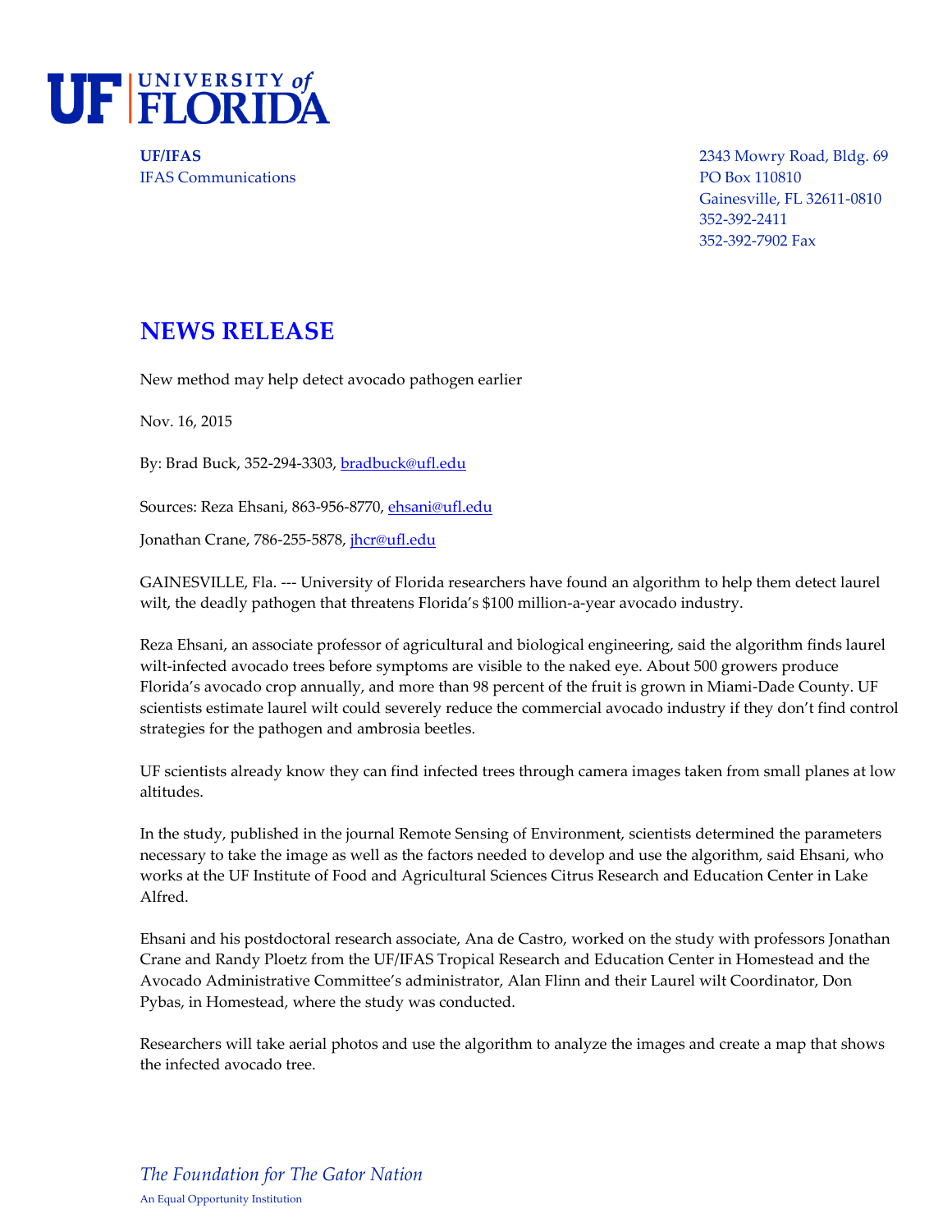**UF | UNIVERSITY of FLORIDA**

**UF/IFAS**
IFAS Communications

2343 Mowry Road, Bldg. 69
PO Box 110810
Gainesville, FL 32611-0810
352-392-2411
352-392-7902 Fax

# NEWS RELEASE

New method may help detect avocado pathogen earlier

Nov. 16, 2015

By: Brad Buck, 352-294-3303, bradbuck@ufl.edu

Sources: Reza Ehsani, 863-956-8770, ehsani@ufl.edu

Jonathan Crane, 786-255-5878, jhcr@ufl.edu

GAINESVILLE, Fla. --- University of Florida researchers have found an algorithm to help them detect laurel wilt, the deadly pathogen that threatens Florida's $100 million-a-year avocado industry.

Reza Ehsani, an associate professor of agricultural and biological engineering, said the algorithm finds laurel wilt-infected avocado trees before symptoms are visible to the naked eye. About 500 growers produce Florida's avocado crop annually, and more than 98 percent of the fruit is grown in Miami-Dade County. UF scientists estimate laurel wilt could severely reduce the commercial avocado industry if they don't find control strategies for the pathogen and ambrosia beetles.

UF scientists already know they can find infected trees through camera images taken from small planes at low altitudes.

In the study, published in the journal Remote Sensing of Environment, scientists determined the parameters necessary to take the image as well as the factors needed to develop and use the algorithm, said Ehsani, who works at the UF Institute of Food and Agricultural Sciences Citrus Research and Education Center in Lake Alfred.

Ehsani and his postdoctoral research associate, Ana de Castro, worked on the study with professors Jonathan Crane and Randy Ploetz from the UF/IFAS Tropical Research and Education Center in Homestead and the Avocado Administrative Committee's administrator, Alan Flinn and their Laurel wilt Coordinator, Don Pybas, in Homestead, where the study was conducted.

Researchers will take aerial photos and use the algorithm to analyze the images and create a map that shows the infected avocado tree.

*The Foundation for The Gator Nation*

An Equal Opportunity Institution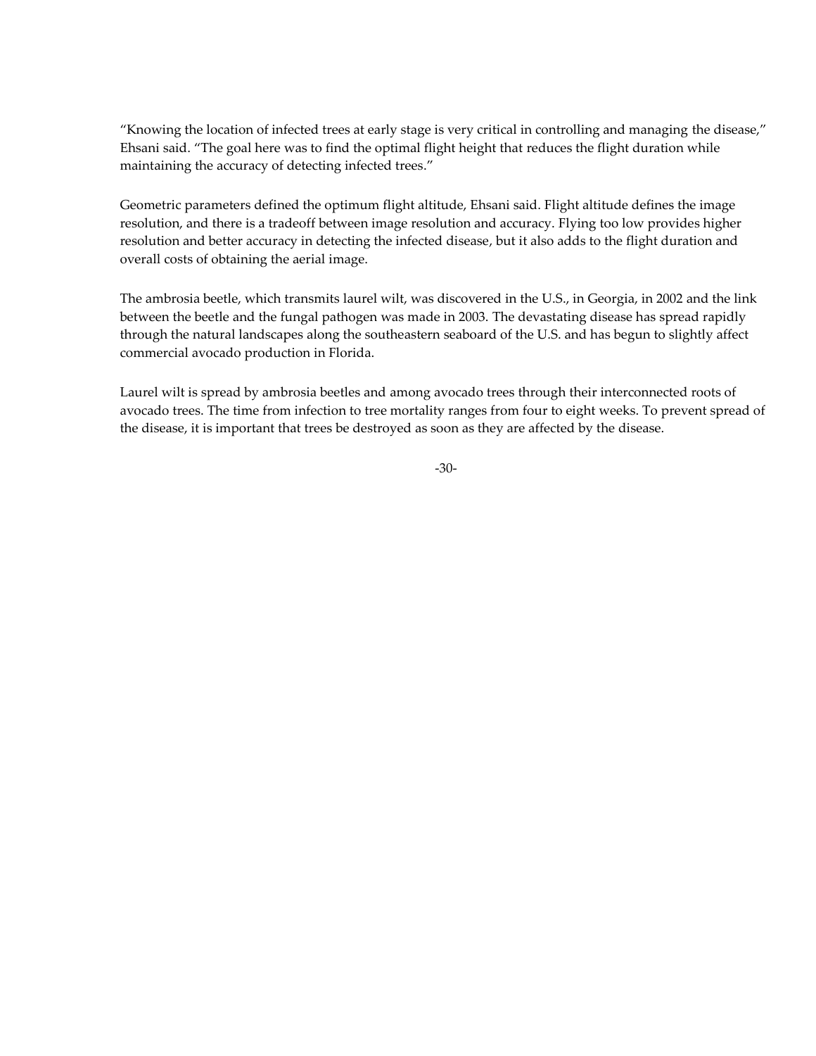"Knowing the location of infected trees at early stage is very critical in controlling and managing the disease," Ehsani said. "The goal here was to find the optimal flight height that reduces the flight duration while maintaining the accuracy of detecting infected trees."

Geometric parameters defined the optimum flight altitude, Ehsani said. Flight altitude defines the image resolution, and there is a tradeoff between image resolution and accuracy. Flying too low provides higher resolution and better accuracy in detecting the infected disease, but it also adds to the flight duration and overall costs of obtaining the aerial image.

The ambrosia beetle, which transmits laurel wilt, was discovered in the U.S., in Georgia, in 2002 and the link between the beetle and the fungal pathogen was made in 2003. The devastating disease has spread rapidly through the natural landscapes along the southeastern seaboard of the U.S. and has begun to slightly affect commercial avocado production in Florida.

Laurel wilt is spread by ambrosia beetles and among avocado trees through their interconnected roots of avocado trees. The time from infection to tree mortality ranges from four to eight weeks. To prevent spread of the disease, it is important that trees be destroyed as soon as they are affected by the disease.

-30-